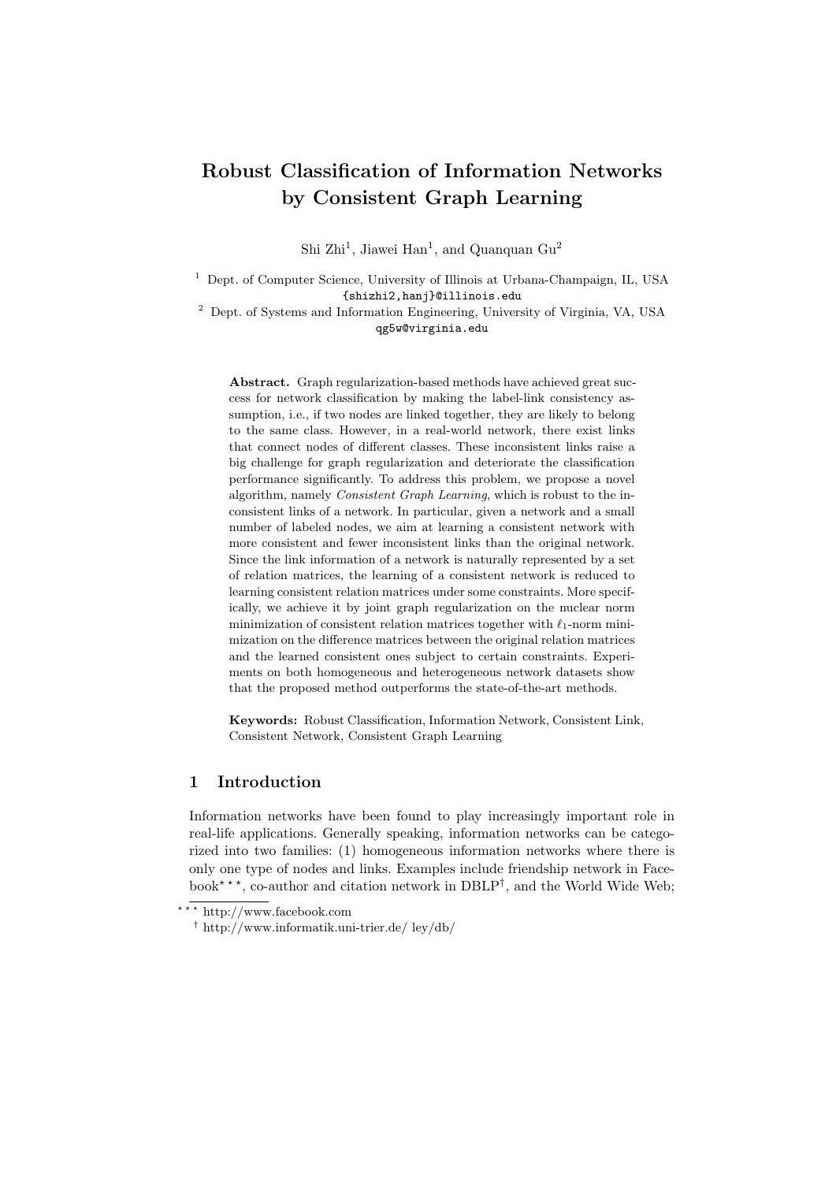# Robust Classification of Information Networks by Consistent Graph Learning

Shi Zhi[1], Jiawei Han[1], and Quanquan Gu[2]

[1] Dept. of Computer Science, University of Illinois at Urbana-Champaign, IL, USA
{shizhi2,hanj}@illinois.edu

[2] Dept. of Systems and Information Engineering, University of Virginia, VA, USA
qg5w@virginia.edu

**Abstract.** Graph regularization-based methods have achieved great success for network classification by making the label-link consistency assumption, i.e., if two nodes are linked together, they are likely to belong to the same class. However, in a real-world network, there exist links that connect nodes of different classes. These inconsistent links raise a big challenge for graph regularization and deteriorate the classification performance significantly. To address this problem, we propose a novel algorithm, namely *Consistent Graph Learning*, which is robust to the inconsistent links of a network. In particular, given a network and a small number of labeled nodes, we aim at learning a consistent network with more consistent and fewer inconsistent links than the original network. Since the link information of a network is naturally represented by a set of relation matrices, the learning of a consistent network is reduced to learning consistent relation matrices under some constraints. More specifically, we achieve it by joint graph regularization on the nuclear norm minimization of consistent relation matrices together with $\ell_1$-norm minimization on the difference matrices between the original relation matrices and the learned consistent ones subject to certain constraints. Experiments on both homogeneous and heterogeneous network datasets show that the proposed method outperforms the state-of-the-art methods.

**Keywords:** Robust Classification, Information Network, Consistent Link, Consistent Network, Consistent Graph Learning

## 1 Introduction

Information networks have been found to play increasingly important role in real-life applications. Generally speaking, information networks can be categorized into two families: (1) homogeneous information networks where there is only one type of nodes and links. Examples include friendship network in Facebook[***], co-author and citation network in DBLP[†], and the World Wide Web;

[***] http://www.facebook.com

[†] http://www.informatik.uni-trier.de/ ley/db/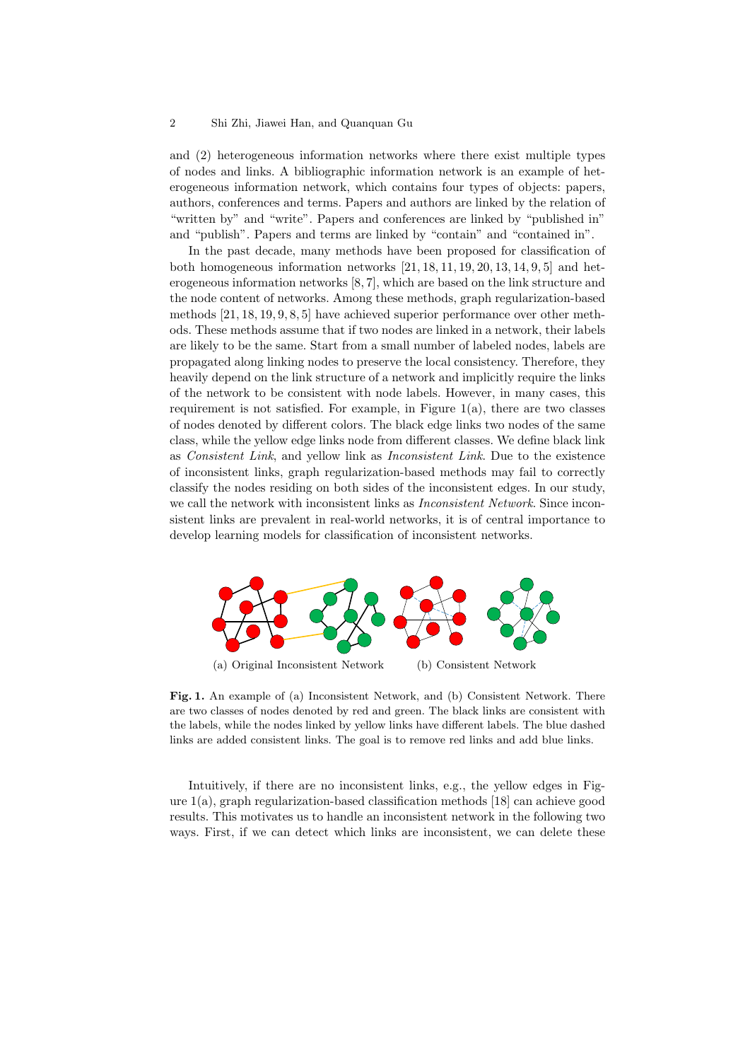and (2) heterogeneous information networks where there exist multiple types of nodes and links. A bibliographic information network is an example of heterogeneous information network, which contains four types of objects: papers, authors, conferences and terms. Papers and authors are linked by the relation of "written by" and "write". Papers and conferences are linked by "published in" and "publish". Papers and terms are linked by "contain" and "contained in".

In the past decade, many methods have been proposed for classification of both homogeneous information networks [21, 18, 11, 19, 20, 13, 14, 9, 5] and heterogeneous information networks [8, 7], which are based on the link structure and the node content of networks. Among these methods, graph regularization-based methods [21, 18, 19, 9, 8, 5] have achieved superior performance over other methods. These methods assume that if two nodes are linked in a network, their labels are likely to be the same. Start from a small number of labeled nodes, labels are propagated along linking nodes to preserve the local consistency. Therefore, they heavily depend on the link structure of a network and implicitly require the links of the network to be consistent with node labels. However, in many cases, this requirement is not satisfied. For example, in Figure 1(a), there are two classes of nodes denoted by different colors. The black edge links two nodes of the same class, while the yellow edge links node from different classes. We define black link as *Consistent Link*, and yellow link as *Inconsistent Link*. Due to the existence of inconsistent links, graph regularization-based methods may fail to correctly classify the nodes residing on both sides of the inconsistent edges. In our study, we call the network with inconsistent links as *Inconsistent Network*. Since inconsistent links are prevalent in real-world networks, it is of central importance to develop learning models for classification of inconsistent networks.

(a) Original Inconsistent Network (b) Consistent Network

**Fig. 1.** An example of (a) Inconsistent Network, and (b) Consistent Network. There are two classes of nodes denoted by red and green. The black links are consistent with the labels, while the nodes linked by yellow links have different labels. The blue dashed links are added consistent links. The goal is to remove red links and add blue links.

Intuitively, if there are no inconsistent links, e.g., the yellow edges in Figure 1(a), graph regularization-based classification methods [18] can achieve good results. This motivates us to handle an inconsistent network in the following two ways. First, if we can detect which links are inconsistent, we can delete these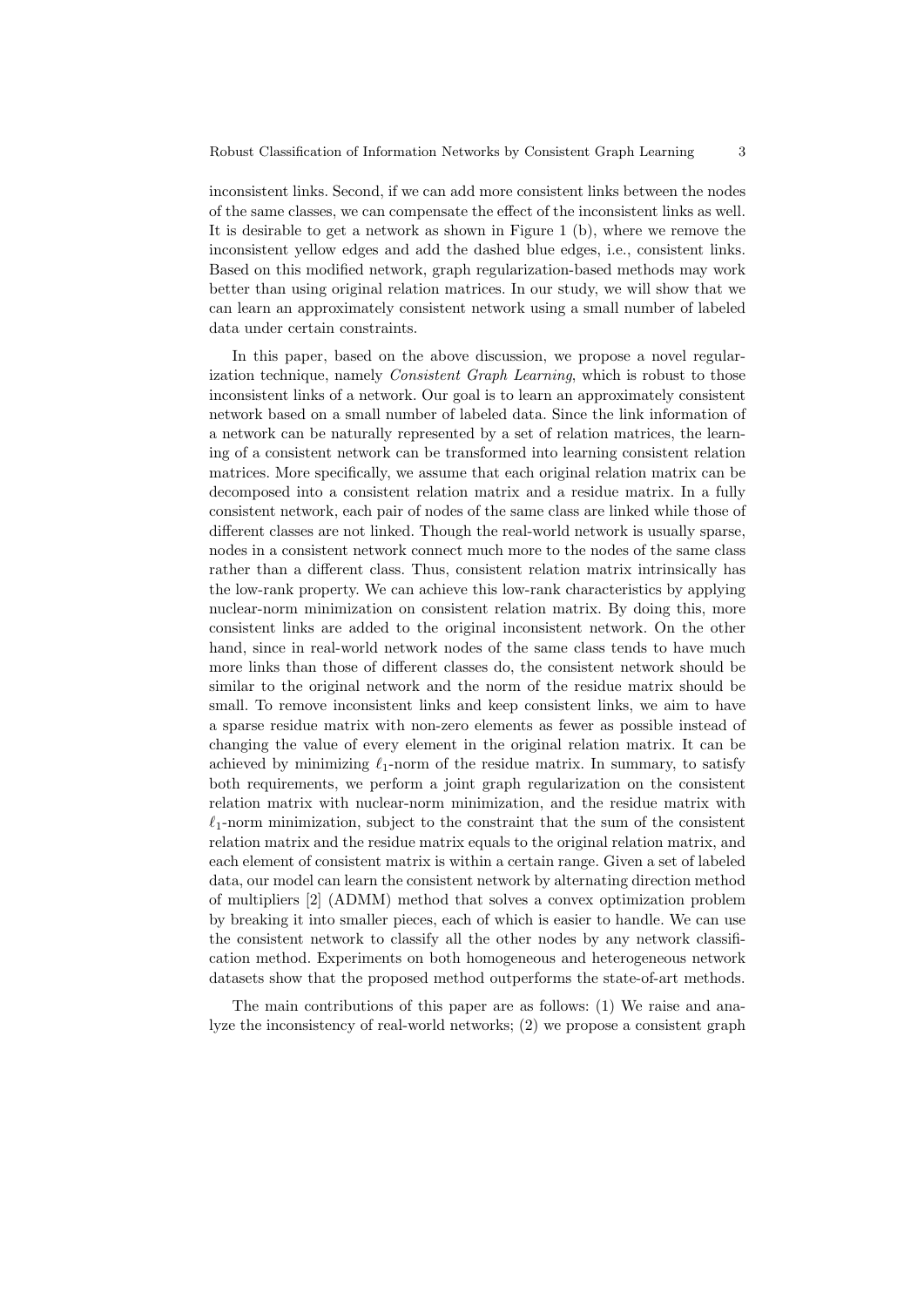inconsistent links. Second, if we can add more consistent links between the nodes of the same classes, we can compensate the effect of the inconsistent links as well. It is desirable to get a network as shown in Figure 1 (b), where we remove the inconsistent yellow edges and add the dashed blue edges, i.e., consistent links. Based on this modified network, graph regularization-based methods may work better than using original relation matrices. In our study, we will show that we can learn an approximately consistent network using a small number of labeled data under certain constraints.

In this paper, based on the above discussion, we propose a novel regularization technique, namely *Consistent Graph Learning*, which is robust to those inconsistent links of a network. Our goal is to learn an approximately consistent network based on a small number of labeled data. Since the link information of a network can be naturally represented by a set of relation matrices, the learning of a consistent network can be transformed into learning consistent relation matrices. More specifically, we assume that each original relation matrix can be decomposed into a consistent relation matrix and a residue matrix. In a fully consistent network, each pair of nodes of the same class are linked while those of different classes are not linked. Though the real-world network is usually sparse, nodes in a consistent network connect much more to the nodes of the same class rather than a different class. Thus, consistent relation matrix intrinsically has the low-rank property. We can achieve this low-rank characteristics by applying nuclear-norm minimization on consistent relation matrix. By doing this, more consistent links are added to the original inconsistent network. On the other hand, since in real-world network nodes of the same class tends to have much more links than those of different classes do, the consistent network should be similar to the original network and the norm of the residue matrix should be small. To remove inconsistent links and keep consistent links, we aim to have a sparse residue matrix with non-zero elements as fewer as possible instead of changing the value of every element in the original relation matrix. It can be achieved by minimizing $\ell_1$-norm of the residue matrix. In summary, to satisfy both requirements, we perform a joint graph regularization on the consistent relation matrix with nuclear-norm minimization, and the residue matrix with $\ell_1$-norm minimization, subject to the constraint that the sum of the consistent relation matrix and the residue matrix equals to the original relation matrix, and each element of consistent matrix is within a certain range. Given a set of labeled data, our model can learn the consistent network by alternating direction method of multipliers [2] (ADMM) method that solves a convex optimization problem by breaking it into smaller pieces, each of which is easier to handle. We can use the consistent network to classify all the other nodes by any network classification method. Experiments on both homogeneous and heterogeneous network datasets show that the proposed method outperforms the state-of-art methods.

The main contributions of this paper are as follows: (1) We raise and analyze the inconsistency of real-world networks; (2) we propose a consistent graph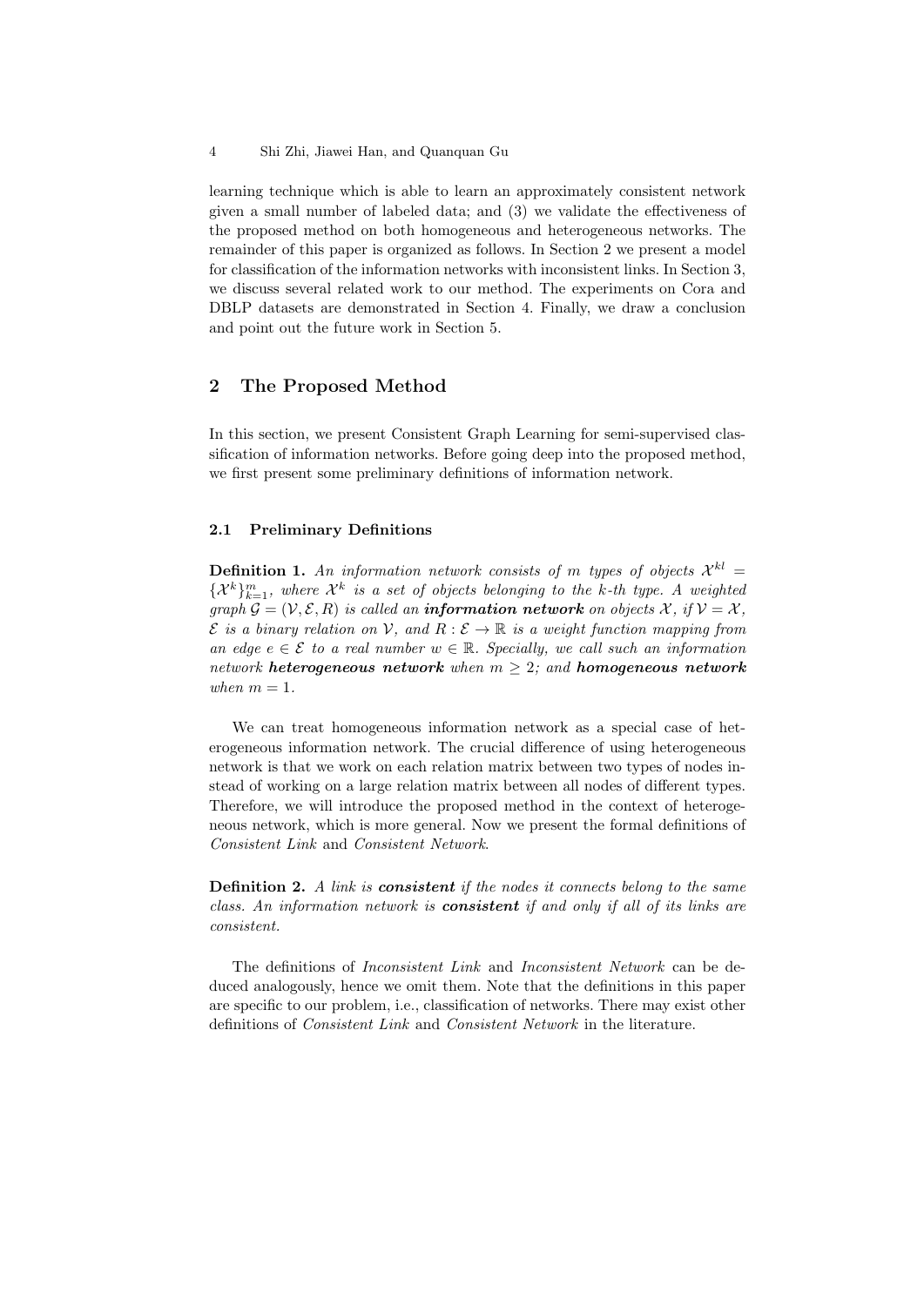learning technique which is able to learn an approximately consistent network given a small number of labeled data; and (3) we validate the effectiveness of the proposed method on both homogeneous and heterogeneous networks. The remainder of this paper is organized as follows. In Section 2 we present a model for classification of the information networks with inconsistent links. In Section 3, we discuss several related work to our method. The experiments on Cora and DBLP datasets are demonstrated in Section 4. Finally, we draw a conclusion and point out the future work in Section 5.

## 2 The Proposed Method

In this section, we present Consistent Graph Learning for semi-supervised classification of information networks. Before going deep into the proposed method, we first present some preliminary definitions of information network.

### 2.1 Preliminary Definitions

**Definition 1.** *An information network consists of $m$ types of objects $\mathcal{X}^{kl} = \{\mathcal{X}^k\}_{k=1}^m$, where $\mathcal{X}^k$ is a set of objects belonging to the $k$-th type. A weighted graph $\mathcal{G} = (\mathcal{V}, \mathcal{E}, R)$ is called an **information network** on objects $\mathcal{X}$, if $\mathcal{V} = \mathcal{X}$, $\mathcal{E}$ is a binary relation on $\mathcal{V}$, and $R : \mathcal{E} \to \mathbb{R}$ is a weight function mapping from an edge $e \in \mathcal{E}$ to a real number $w \in \mathbb{R}$. Specially, we call such an information network **heterogeneous network** when $m \geq 2$; and **homogeneous network** when $m = 1$.*

We can treat homogeneous information network as a special case of heterogeneous information network. The crucial difference of using heterogeneous network is that we work on each relation matrix between two types of nodes instead of working on a large relation matrix between all nodes of different types. Therefore, we will introduce the proposed method in the context of heterogeneous network, which is more general. Now we present the formal definitions of *Consistent Link* and *Consistent Network*.

**Definition 2.** *A link is **consistent** if the nodes it connects belong to the same class. An information network is **consistent** if and only if all of its links are consistent.*

The definitions of *Inconsistent Link* and *Inconsistent Network* can be deduced analogously, hence we omit them. Note that the definitions in this paper are specific to our problem, i.e., classification of networks. There may exist other definitions of *Consistent Link* and *Consistent Network* in the literature.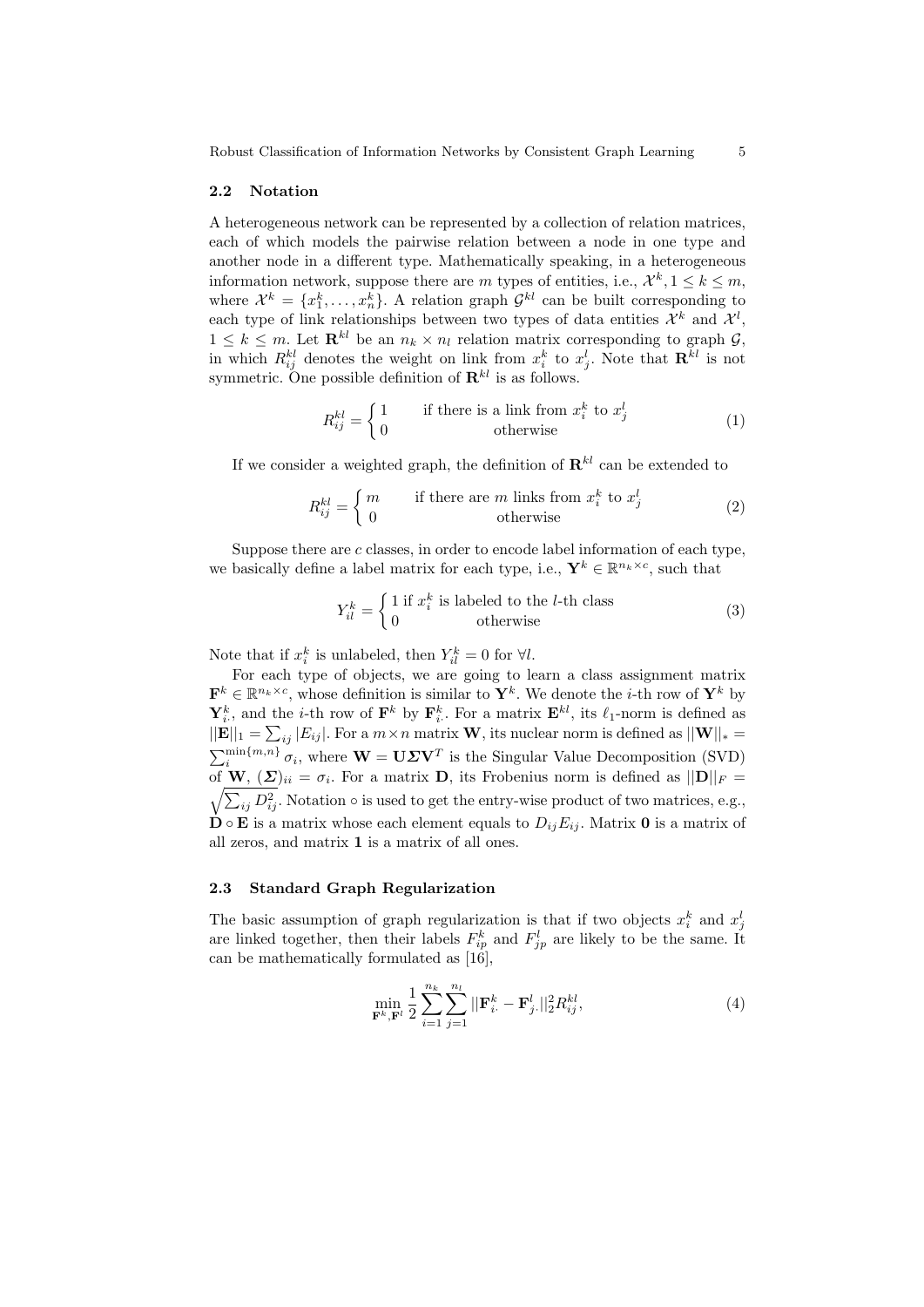### 2.2 Notation

A heterogeneous network can be represented by a collection of relation matrices, each of which models the pairwise relation between a node in one type and another node in a different type. Mathematically speaking, in a heterogeneous information network, suppose there are $m$ types of entities, i.e., $\mathcal{X}^k, 1 \leq k \leq m$, where $\mathcal{X}^k = \{x_1^k, \ldots, x_n^k\}$. A relation graph $\mathcal{G}^{kl}$ can be built corresponding to each type of link relationships between two types of data entities $\mathcal{X}^k$ and $\mathcal{X}^l$, $1 \leq k \leq m$. Let $\mathbf{R}^{kl}$ be an $n_k \times n_l$ relation matrix corresponding to graph $\mathcal{G}$, in which $R_{ij}^{kl}$ denotes the weight on link from $x_i^k$ to $x_j^l$. Note that $\mathbf{R}^{kl}$ is not symmetric. One possible definition of $\mathbf{R}^{kl}$ is as follows.

$$R_{ij}^{kl} = \begin{cases} 1 & \text{if there is a link from } x_i^k \text{ to } x_j^l \\ 0 & \text{otherwise} \end{cases} \tag{1}$$

If we consider a weighted graph, the definition of $\mathbf{R}^{kl}$ can be extended to

$$R_{ij}^{kl} = \begin{cases} m & \text{if there are } m \text{ links from } x_i^k \text{ to } x_j^l \\ 0 & \text{otherwise} \end{cases} \tag{2}$$

Suppose there are $c$ classes, in order to encode label information of each type, we basically define a label matrix for each type, i.e., $\mathbf{Y}^k \in \mathbb{R}^{n_k \times c}$, such that

$$Y_{il}^k = \begin{cases} 1 \text{ if } x_i^k \text{ is labeled to the } l\text{-th class} \\ 0 \qquad \text{otherwise} \end{cases} \tag{3}$$

Note that if $x_i^k$ is unlabeled, then $Y_{il}^k = 0$ for $\forall l$.

For each type of objects, we are going to learn a class assignment matrix $\mathbf{F}^k \in \mathbb{R}^{n_k \times c}$, whose definition is similar to $\mathbf{Y}^k$. We denote the $i$-th row of $\mathbf{Y}^k$ by $\mathbf{Y}_{i\cdot}^k$, and the $i$-th row of $\mathbf{F}^k$ by $\mathbf{F}_{i\cdot}^k$. For a matrix $\mathbf{E}^{kl}$, its $\ell_1$-norm is defined as $||\mathbf{E}||_1 = \sum_{ij} |E_{ij}|$. For a $m \times n$ matrix $\mathbf{W}$, its nuclear norm is defined as $||\mathbf{W}||_* = \sum_i^{\min\{m,n\}} \sigma_i$, where $\mathbf{W} = \mathbf{U}\boldsymbol{\Sigma}\mathbf{V}^T$ is the Singular Value Decomposition (SVD) of $\mathbf{W}$, $(\boldsymbol{\Sigma})_{ii} = \sigma_i$. For a matrix $\mathbf{D}$, its Frobenius norm is defined as $||\mathbf{D}||_F = \sqrt{\sum_{ij} D_{ij}^2}$. Notation $\circ$ is used to get the entry-wise product of two matrices, e.g., $\mathbf{D} \circ \mathbf{E}$ is a matrix whose each element equals to $D_{ij}E_{ij}$. Matrix $\mathbf{0}$ is a matrix of all zeros, and matrix $\mathbf{1}$ is a matrix of all ones.

### 2.3 Standard Graph Regularization

The basic assumption of graph regularization is that if two objects $x_i^k$ and $x_j^l$ are linked together, then their labels $F_{ip}^k$ and $F_{jp}^l$ are likely to be the same. It can be mathematically formulated as [16],

$$\min_{\mathbf{F}^k, \mathbf{F}^l} \frac{1}{2} \sum_{i=1}^{n_k} \sum_{j=1}^{n_l} ||\mathbf{F}_{i\cdot}^k - \mathbf{F}_{j\cdot}^l||_2^2 R_{ij}^{kl}, \tag{4}$$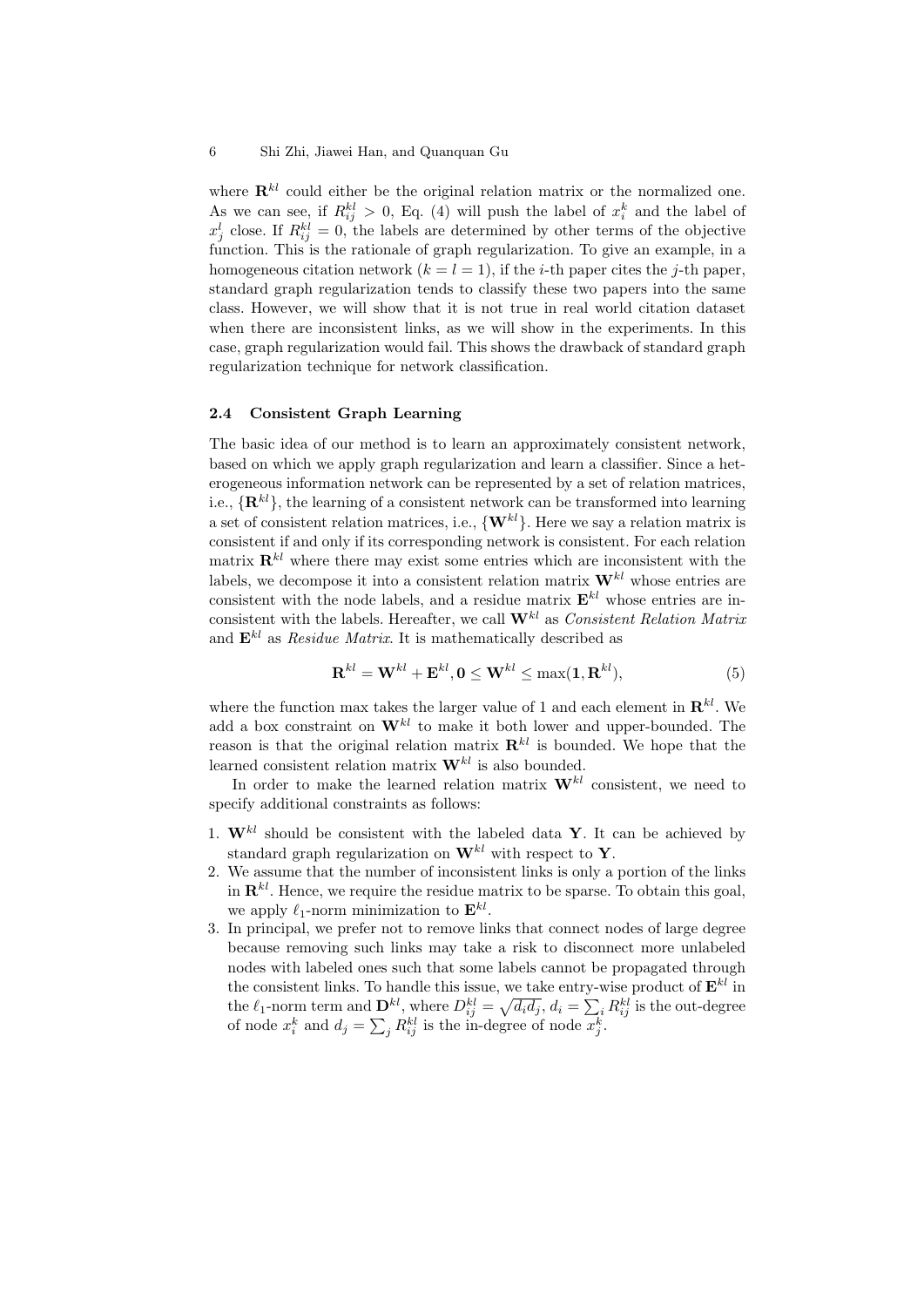where $\mathbf{R}^{kl}$ could either be the original relation matrix or the normalized one. As we can see, if $R_{ij}^{kl} > 0$, Eq. (4) will push the label of $x_i^k$ and the label of $x_j^l$ close. If $R_{ij}^{kl} = 0$, the labels are determined by other terms of the objective function. This is the rationale of graph regularization. To give an example, in a homogeneous citation network ($k = l = 1$), if the $i$-th paper cites the $j$-th paper, standard graph regularization tends to classify these two papers into the same class. However, we will show that it is not true in real world citation dataset when there are inconsistent links, as we will show in the experiments. In this case, graph regularization would fail. This shows the drawback of standard graph regularization technique for network classification.

### 2.4 Consistent Graph Learning

The basic idea of our method is to learn an approximately consistent network, based on which we apply graph regularization and learn a classifier. Since a heterogeneous information network can be represented by a set of relation matrices, i.e., $\{\mathbf{R}^{kl}\}$, the learning of a consistent network can be transformed into learning a set of consistent relation matrices, i.e., $\{\mathbf{W}^{kl}\}$. Here we say a relation matrix is consistent if and only if its corresponding network is consistent. For each relation matrix $\mathbf{R}^{kl}$ where there may exist some entries which are inconsistent with the labels, we decompose it into a consistent relation matrix $\mathbf{W}^{kl}$ whose entries are consistent with the node labels, and a residue matrix $\mathbf{E}^{kl}$ whose entries are inconsistent with the labels. Hereafter, we call $\mathbf{W}^{kl}$ as *Consistent Relation Matrix* and $\mathbf{E}^{kl}$ as *Residue Matrix*. It is mathematically described as

$$\mathbf{R}^{kl} = \mathbf{W}^{kl} + \mathbf{E}^{kl}, \mathbf{0} \le \mathbf{W}^{kl} \le \max(\mathbf{1}, \mathbf{R}^{kl}), \tag{5}$$

where the function max takes the larger value of 1 and each element in $\mathbf{R}^{kl}$. We add a box constraint on $\mathbf{W}^{kl}$ to make it both lower and upper-bounded. The reason is that the original relation matrix $\mathbf{R}^{kl}$ is bounded. We hope that the learned consistent relation matrix $\mathbf{W}^{kl}$ is also bounded.

In order to make the learned relation matrix $\mathbf{W}^{kl}$ consistent, we need to specify additional constraints as follows:

1. $\mathbf{W}^{kl}$ should be consistent with the labeled data $\mathbf{Y}$. It can be achieved by standard graph regularization on $\mathbf{W}^{kl}$ with respect to $\mathbf{Y}$.
2. We assume that the number of inconsistent links is only a portion of the links in $\mathbf{R}^{kl}$. Hence, we require the residue matrix to be sparse. To obtain this goal, we apply $\ell_1$-norm minimization to $\mathbf{E}^{kl}$.
3. In principal, we prefer not to remove links that connect nodes of large degree because removing such links may take a risk to disconnect more unlabeled nodes with labeled ones such that some labels cannot be propagated through the consistent links. To handle this issue, we take entry-wise product of $\mathbf{E}^{kl}$ in the $\ell_1$-norm term and $\mathbf{D}^{kl}$, where $D_{ij}^{kl} = \sqrt{d_i d_j}$, $d_i = \sum_i R_{ij}^{kl}$ is the out-degree of node $x_i^k$ and $d_j = \sum_j R_{ij}^{kl}$ is the in-degree of node $x_j^k$.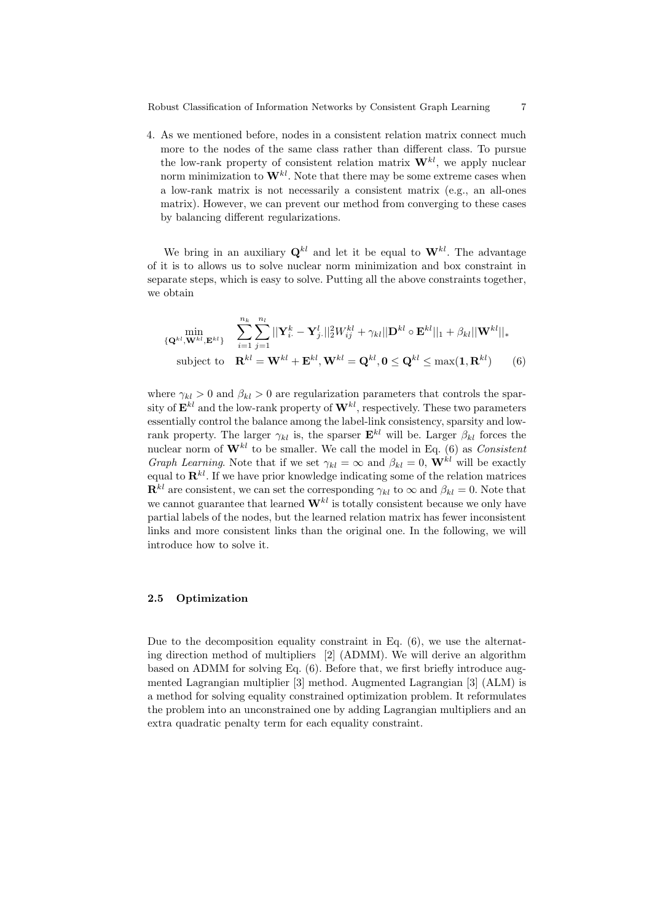4. As we mentioned before, nodes in a consistent relation matrix connect much more to the nodes of the same class rather than different class. To pursue the low-rank property of consistent relation matrix $\mathbf{W}^{kl}$, we apply nuclear norm minimization to $\mathbf{W}^{kl}$. Note that there may be some extreme cases when a low-rank matrix is not necessarily a consistent matrix (e.g., an all-ones matrix). However, we can prevent our method from converging to these cases by balancing different regularizations.

We bring in an auxiliary $\mathbf{Q}^{kl}$ and let it be equal to $\mathbf{W}^{kl}$. The advantage of it is to allows us to solve nuclear norm minimization and box constraint in separate steps, which is easy to solve. Putting all the above constraints together, we obtain

$$
\begin{aligned}
\min_{\{\mathbf{Q}^{kl},\mathbf{W}^{kl},\mathbf{E}^{kl}\}} \quad & \sum_{i=1}^{n_k}\sum_{j=1}^{n_l} ||\mathbf{Y}^k_{i\cdot} - \mathbf{Y}^l_{j\cdot}||_2^2 W^{kl}_{ij} + \gamma_{kl}||\mathbf{D}^{kl} \circ \mathbf{E}^{kl}||_1 + \beta_{kl}||\mathbf{W}^{kl}||_* \\
\text{subject to} \quad & \mathbf{R}^{kl} = \mathbf{W}^{kl} + \mathbf{E}^{kl}, \mathbf{W}^{kl} = \mathbf{Q}^{kl}, \mathbf{0} \leq \mathbf{Q}^{kl} \leq \max(\mathbf{1}, \mathbf{R}^{kl})
\end{aligned} \tag{6}
$$

where $\gamma_{kl} > 0$ and $\beta_{kl} > 0$ are regularization parameters that controls the sparsity of $\mathbf{E}^{kl}$ and the low-rank property of $\mathbf{W}^{kl}$, respectively. These two parameters essentially control the balance among the label-link consistency, sparsity and low-rank property. The larger $\gamma_{kl}$ is, the sparser $\mathbf{E}^{kl}$ will be. Larger $\beta_{kl}$ forces the nuclear norm of $\mathbf{W}^{kl}$ to be smaller. We call the model in Eq. (6) as *Consistent Graph Learning*. Note that if we set $\gamma_{kl} = \infty$ and $\beta_{kl} = 0$, $\mathbf{W}^{kl}$ will be exactly equal to $\mathbf{R}^{kl}$. If we have prior knowledge indicating some of the relation matrices $\mathbf{R}^{kl}$ are consistent, we can set the corresponding $\gamma_{kl}$ to $\infty$ and $\beta_{kl} = 0$. Note that we cannot guarantee that learned $\mathbf{W}^{kl}$ is totally consistent because we only have partial labels of the nodes, but the learned relation matrix has fewer inconsistent links and more consistent links than the original one. In the following, we will introduce how to solve it.

### 2.5 Optimization

Due to the decomposition equality constraint in Eq. (6), we use the alternating direction method of multipliers [2] (ADMM). We will derive an algorithm based on ADMM for solving Eq. (6). Before that, we first briefly introduce augmented Lagrangian multiplier [3] method. Augmented Lagrangian [3] (ALM) is a method for solving equality constrained optimization problem. It reformulates the problem into an unconstrained one by adding Lagrangian multipliers and an extra quadratic penalty term for each equality constraint.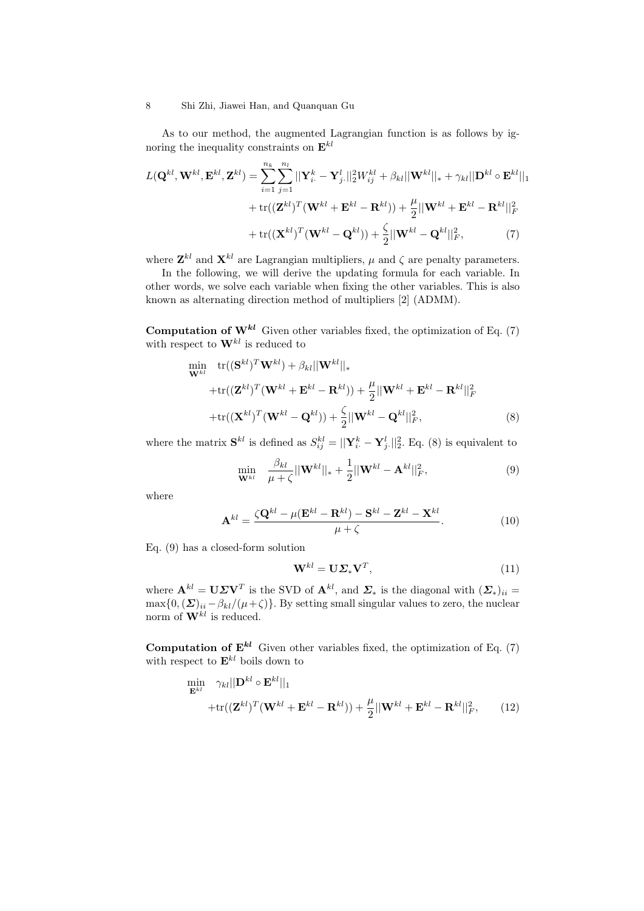As to our method, the augmented Lagrangian function is as follows by ignoring the inequality constraints on $\mathbf{E}^{kl}$

$$
\begin{aligned}
L(\mathbf{Q}^{kl}, \mathbf{W}^{kl}, \mathbf{E}^{kl}, \mathbf{Z}^{kl}) = & \sum_{i=1}^{n_k} \sum_{j=1}^{n_l} ||\mathbf{Y}^k_{i\cdot} - \mathbf{Y}^l_{j\cdot}||_2^2 W^{kl}_{ij} + \beta_{kl} ||\mathbf{W}^{kl}||_* + \gamma_{kl} ||\mathbf{D}^{kl} \circ \mathbf{E}^{kl}||_1 \\
& + \mathrm{tr}((\mathbf{Z}^{kl})^T (\mathbf{W}^{kl} + \mathbf{E}^{kl} - \mathbf{R}^{kl})) + \frac{\mu}{2} ||\mathbf{W}^{kl} + \mathbf{E}^{kl} - \mathbf{R}^{kl}||_F^2 \\
& + \mathrm{tr}((\mathbf{X}^{kl})^T (\mathbf{W}^{kl} - \mathbf{Q}^{kl})) + \frac{\zeta}{2} ||\mathbf{W}^{kl} - \mathbf{Q}^{kl}||_F^2, \qquad (7)
\end{aligned}
$$

where $\mathbf{Z}^{kl}$ and $\mathbf{X}^{kl}$ are Lagrangian multipliers, $\mu$ and $\zeta$ are penalty parameters.

In the following, we will derive the updating formula for each variable. In other words, we solve each variable when fixing the other variables. This is also known as alternating direction method of multipliers [2] (ADMM).

**Computation of $\mathbf{W}^{kl}$** Given other variables fixed, the optimization of Eq. (7) with respect to $\mathbf{W}^{kl}$ is reduced to

$$
\begin{aligned}
\min_{\mathbf{W}^{kl}} \quad & \mathrm{tr}((\mathbf{S}^{kl})^T \mathbf{W}^{kl}) + \beta_{kl} ||\mathbf{W}^{kl}||_* \\
& + \mathrm{tr}((\mathbf{Z}^{kl})^T (\mathbf{W}^{kl} + \mathbf{E}^{kl} - \mathbf{R}^{kl})) + \frac{\mu}{2} ||\mathbf{W}^{kl} + \mathbf{E}^{kl} - \mathbf{R}^{kl}||_F^2 \\
& + \mathrm{tr}((\mathbf{X}^{kl})^T (\mathbf{W}^{kl} - \mathbf{Q}^{kl})) + \frac{\zeta}{2} ||\mathbf{W}^{kl} - \mathbf{Q}^{kl}||_F^2, \qquad (8)
\end{aligned}
$$

where the matrix $\mathbf{S}^{kl}$ is defined as $S^{kl}_{ij} = ||\mathbf{Y}^k_{i\cdot} - \mathbf{Y}^l_{j\cdot}||_2^2$. Eq. (8) is equivalent to

$$
\min_{\mathbf{W}^{kl}} \quad \frac{\beta_{kl}}{\mu + \zeta} ||\mathbf{W}^{kl}||_* + \frac{1}{2} ||\mathbf{W}^{kl} - \mathbf{A}^{kl}||_F^2, \qquad (9)
$$

where

$$
\mathbf{A}^{kl} = \frac{\zeta \mathbf{Q}^{kl} - \mu(\mathbf{E}^{kl} - \mathbf{R}^{kl}) - \mathbf{S}^{kl} - \mathbf{Z}^{kl} - \mathbf{X}^{kl}}{\mu + \zeta}. \qquad (10)
$$

Eq. (9) has a closed-form solution

$$
\mathbf{W}^{kl} = \mathbf{U} \boldsymbol{\Sigma}_* \mathbf{V}^T, \qquad (11)
$$

where $\mathbf{A}^{kl} = \mathbf{U} \boldsymbol{\Sigma} \mathbf{V}^T$ is the SVD of $\mathbf{A}^{kl}$, and $\boldsymbol{\Sigma}_*$ is the diagonal with $(\boldsymbol{\Sigma}_*)_{ii} = \max\{0, (\boldsymbol{\Sigma})_{ii} - \beta_{kl}/(\mu + \zeta)\}$. By setting small singular values to zero, the nuclear norm of $\mathbf{W}^{kl}$ is reduced.

**Computation of $\mathbf{E}^{kl}$** Given other variables fixed, the optimization of Eq. (7) with respect to $\mathbf{E}^{kl}$ boils down to

$$
\begin{aligned}
\min_{\mathbf{E}^{kl}} \quad & \gamma_{kl} ||\mathbf{D}^{kl} \circ \mathbf{E}^{kl}||_1 \\
& + \mathrm{tr}((\mathbf{Z}^{kl})^T (\mathbf{W}^{kl} + \mathbf{E}^{kl} - \mathbf{R}^{kl})) + \frac{\mu}{2} ||\mathbf{W}^{kl} + \mathbf{E}^{kl} - \mathbf{R}^{kl}||_F^2, \qquad (12)
\end{aligned}
$$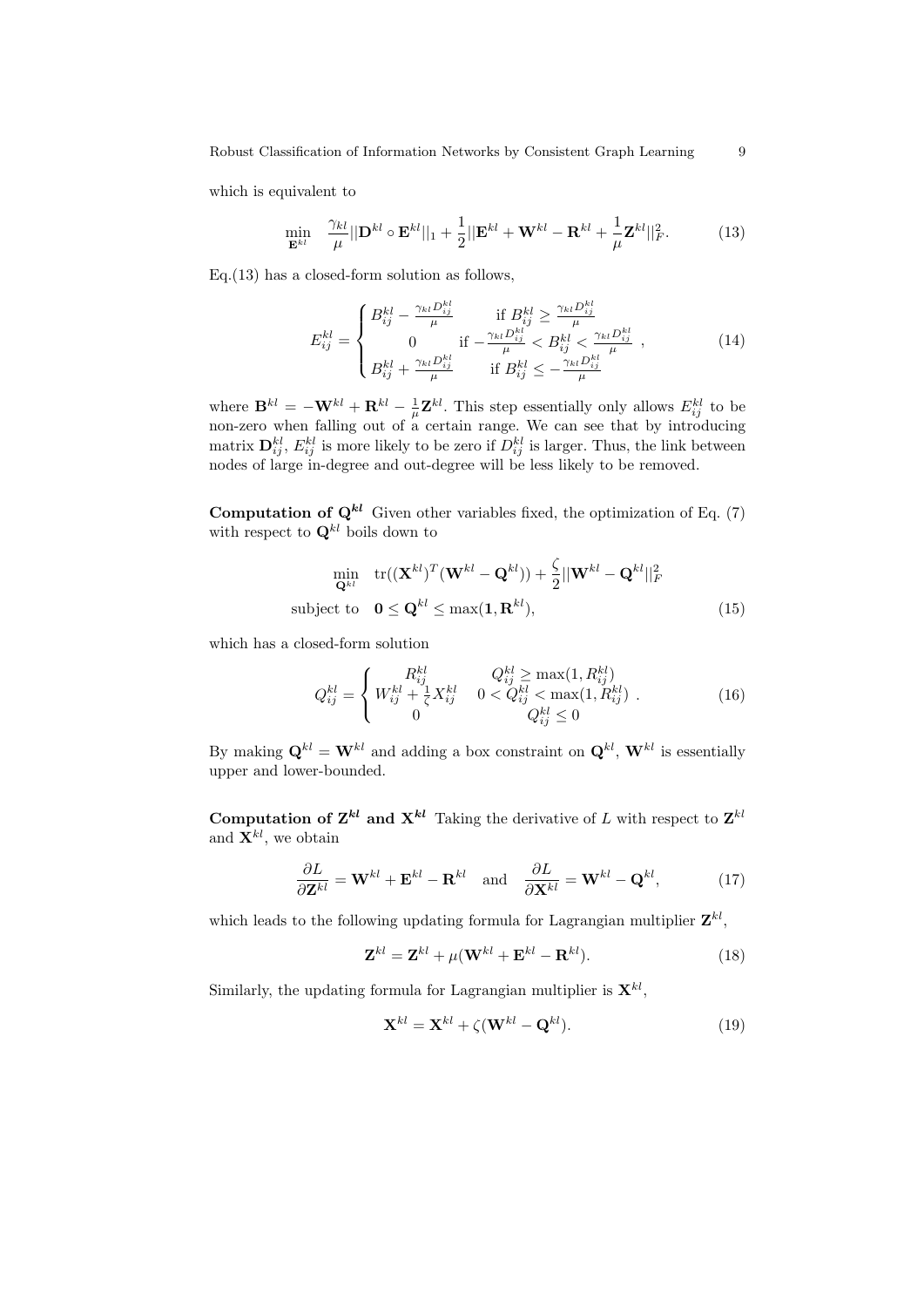which is equivalent to

$$\min_{\mathbf{E}^{kl}} \quad \frac{\gamma_{kl}}{\mu}||\mathbf{D}^{kl} \circ \mathbf{E}^{kl}||_1 + \frac{1}{2}||\mathbf{E}^{kl} + \mathbf{W}^{kl} - \mathbf{R}^{kl} + \frac{1}{\mu}\mathbf{Z}^{kl}||_F^2. \tag{13}$$

Eq.(13) has a closed-form solution as follows,

$$E_{ij}^{kl} = \begin{cases} B_{ij}^{kl} - \frac{\gamma_{kl} D_{ij}^{kl}}{\mu} & \text{if } B_{ij}^{kl} \geq \frac{\gamma_{kl} D_{ij}^{kl}}{\mu} \\ 0 & \text{if } -\frac{\gamma_{kl} D_{ij}^{kl}}{\mu} < B_{ij}^{kl} < \frac{\gamma_{kl} D_{ij}^{kl}}{\mu} \\ B_{ij}^{kl} + \frac{\gamma_{kl} D_{ij}^{kl}}{\mu} & \text{if } B_{ij}^{kl} \leq -\frac{\gamma_{kl} D_{ij}^{kl}}{\mu} \end{cases}, \tag{14}$$

where $\mathbf{B}^{kl} = -\mathbf{W}^{kl} + \mathbf{R}^{kl} - \frac{1}{\mu}\mathbf{Z}^{kl}$. This step essentially only allows $E_{ij}^{kl}$ to be non-zero when falling out of a certain range. We can see that by introducing matrix $\mathbf{D}_{ij}^{kl}$, $E_{ij}^{kl}$ is more likely to be zero if $D_{ij}^{kl}$ is larger. Thus, the link between nodes of large in-degree and out-degree will be less likely to be removed.

**Computation of $\mathbf{Q}^{kl}$** Given other variables fixed, the optimization of Eq. (7) with respect to $\mathbf{Q}^{kl}$ boils down to

$$\begin{aligned} \min_{\mathbf{Q}^{kl}} \quad & \text{tr}((\mathbf{X}^{kl})^T(\mathbf{W}^{kl} - \mathbf{Q}^{kl})) + \frac{\zeta}{2}||\mathbf{W}^{kl} - \mathbf{Q}^{kl}||_F^2 \\ \text{subject to} \quad & \mathbf{0} \leq \mathbf{Q}^{kl} \leq \max(\mathbf{1}, \mathbf{R}^{kl}), \end{aligned} \tag{15}$$

which has a closed-form solution

$$Q_{ij}^{kl} = \begin{cases} R_{ij}^{kl} & Q_{ij}^{kl} \geq \max(1, R_{ij}^{kl}) \\ W_{ij}^{kl} + \frac{1}{\zeta}X_{ij}^{kl} & 0 < Q_{ij}^{kl} < \max(1, R_{ij}^{kl}) \\ 0 & Q_{ij}^{kl} \leq 0 \end{cases}. \tag{16}$$

By making $\mathbf{Q}^{kl} = \mathbf{W}^{kl}$ and adding a box constraint on $\mathbf{Q}^{kl}$, $\mathbf{W}^{kl}$ is essentially upper and lower-bounded.

**Computation of $\mathbf{Z}^{kl}$ and $\mathbf{X}^{kl}$** Taking the derivative of $L$ with respect to $\mathbf{Z}^{kl}$ and $\mathbf{X}^{kl}$, we obtain

$$\frac{\partial L}{\partial \mathbf{Z}^{kl}} = \mathbf{W}^{kl} + \mathbf{E}^{kl} - \mathbf{R}^{kl} \quad \text{and} \quad \frac{\partial L}{\partial \mathbf{X}^{kl}} = \mathbf{W}^{kl} - \mathbf{Q}^{kl}, \tag{17}$$

which leads to the following updating formula for Lagrangian multiplier $\mathbf{Z}^{kl}$,

$$\mathbf{Z}^{kl} = \mathbf{Z}^{kl} + \mu(\mathbf{W}^{kl} + \mathbf{E}^{kl} - \mathbf{R}^{kl}). \tag{18}$$

Similarly, the updating formula for Lagrangian multiplier is $\mathbf{X}^{kl}$,

$$\mathbf{X}^{kl} = \mathbf{X}^{kl} + \zeta(\mathbf{W}^{kl} - \mathbf{Q}^{kl}). \tag{19}$$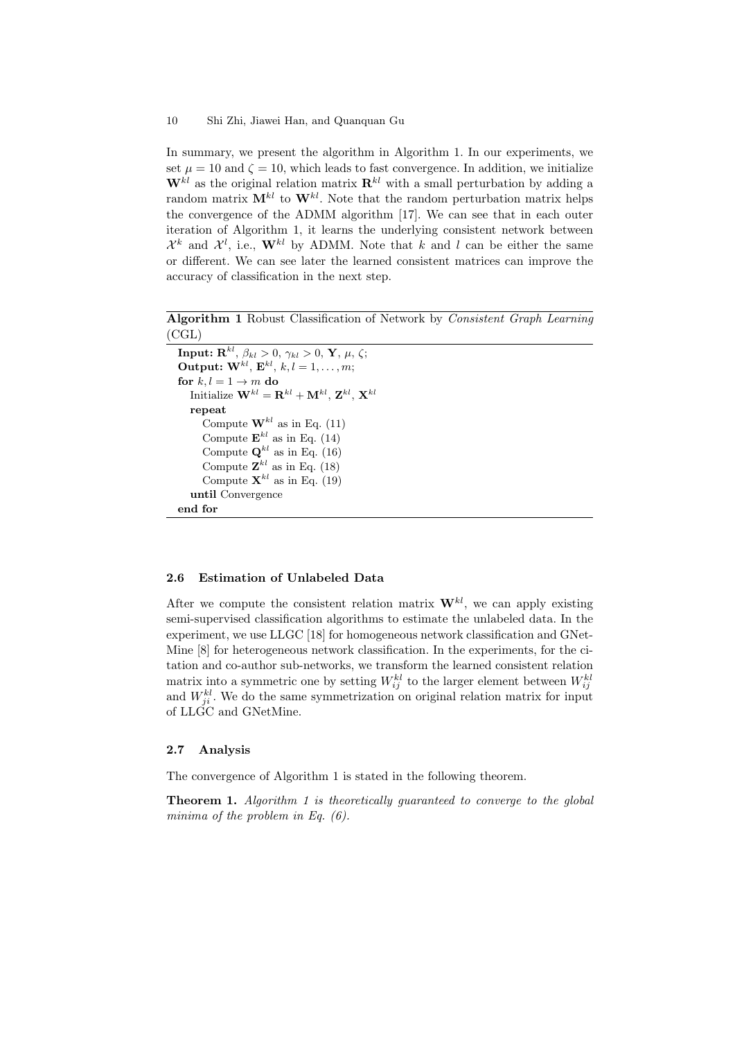In summary, we present the algorithm in Algorithm 1. In our experiments, we set $\mu = 10$ and $\zeta = 10$, which leads to fast convergence. In addition, we initialize $\mathbf{W}^{kl}$ as the original relation matrix $\mathbf{R}^{kl}$ with a small perturbation by adding a random matrix $\mathbf{M}^{kl}$ to $\mathbf{W}^{kl}$. Note that the random perturbation matrix helps the convergence of the ADMM algorithm [17]. We can see that in each outer iteration of Algorithm 1, it learns the underlying consistent network between $\mathcal{X}^k$ and $\mathcal{X}^l$, i.e., $\mathbf{W}^{kl}$ by ADMM. Note that $k$ and $l$ can be either the same or different. We can see later the learned consistent matrices can improve the accuracy of classification in the next step.

**Algorithm 1** Robust Classification of Network by *Consistent Graph Learning* (CGL)

```
Input: R^{kl}, β_{kl} > 0, γ_{kl} > 0, Y, μ, ζ;
Output: W^{kl}, E^{kl}, k, l = 1, ..., m;
for k, l = 1 → m do
  Initialize W^{kl} = R^{kl} + M^{kl}, Z^{kl}, X^{kl}
  repeat
    Compute W^{kl} as in Eq. (11)
    Compute E^{kl} as in Eq. (14)
    Compute Q^{kl} as in Eq. (16)
    Compute Z^{kl} as in Eq. (18)
    Compute X^{kl} as in Eq. (19)
  until Convergence
end for
```

### 2.6 Estimation of Unlabeled Data

After we compute the consistent relation matrix $\mathbf{W}^{kl}$, we can apply existing semi-supervised classification algorithms to estimate the unlabeled data. In the experiment, we use LLGC [18] for homogeneous network classification and GNetMine [8] for heterogeneous network classification. In the experiments, for the citation and co-author sub-networks, we transform the learned consistent relation matrix into a symmetric one by setting $W_{ij}^{kl}$ to the larger element between $W_{ij}^{kl}$ and $W_{ji}^{kl}$. We do the same symmetrization on original relation matrix for input of LLGC and GNetMine.

### 2.7 Analysis

The convergence of Algorithm 1 is stated in the following theorem.

**Theorem 1.** *Algorithm 1 is theoretically guaranteed to converge to the global minima of the problem in Eq. (6).*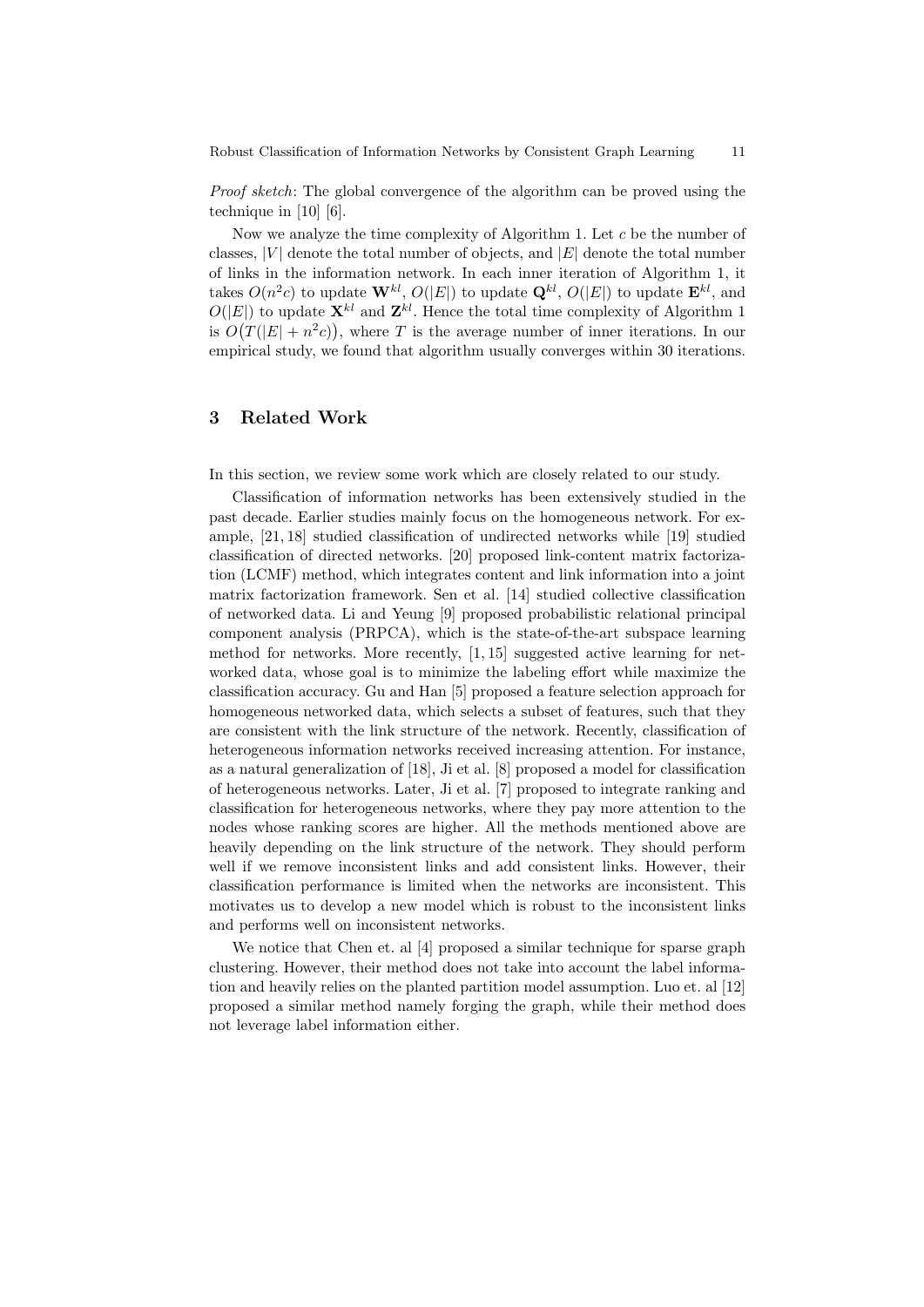*Proof sketch*: The global convergence of the algorithm can be proved using the technique in [10] [6].

Now we analyze the time complexity of Algorithm 1. Let $c$ be the number of classes, $|V|$ denote the total number of objects, and $|E|$ denote the total number of links in the information network. In each inner iteration of Algorithm 1, it takes $O(n^2c)$ to update $\mathbf{W}^{kl}$, $O(|E|)$ to update $\mathbf{Q}^{kl}$, $O(|E|)$ to update $\mathbf{E}^{kl}$, and $O(|E|)$ to update $\mathbf{X}^{kl}$ and $\mathbf{Z}^{kl}$. Hence the total time complexity of Algorithm 1 is $O\big(T(|E| + n^2c)\big)$, where $T$ is the average number of inner iterations. In our empirical study, we found that algorithm usually converges within 30 iterations.

## 3 Related Work

In this section, we review some work which are closely related to our study.

Classification of information networks has been extensively studied in the past decade. Earlier studies mainly focus on the homogeneous network. For example, [21, 18] studied classification of undirected networks while [19] studied classification of directed networks. [20] proposed link-content matrix factorization (LCMF) method, which integrates content and link information into a joint matrix factorization framework. Sen et al. [14] studied collective classification of networked data. Li and Yeung [9] proposed probabilistic relational principal component analysis (PRPCA), which is the state-of-the-art subspace learning method for networks. More recently, [1, 15] suggested active learning for networked data, whose goal is to minimize the labeling effort while maximize the classification accuracy. Gu and Han [5] proposed a feature selection approach for homogeneous networked data, which selects a subset of features, such that they are consistent with the link structure of the network. Recently, classification of heterogeneous information networks received increasing attention. For instance, as a natural generalization of [18], Ji et al. [8] proposed a model for classification of heterogeneous networks. Later, Ji et al. [7] proposed to integrate ranking and classification for heterogeneous networks, where they pay more attention to the nodes whose ranking scores are higher. All the methods mentioned above are heavily depending on the link structure of the network. They should perform well if we remove inconsistent links and add consistent links. However, their classification performance is limited when the networks are inconsistent. This motivates us to develop a new model which is robust to the inconsistent links and performs well on inconsistent networks.

We notice that Chen et. al [4] proposed a similar technique for sparse graph clustering. However, their method does not take into account the label information and heavily relies on the planted partition model assumption. Luo et. al [12] proposed a similar method namely forging the graph, while their method does not leverage label information either.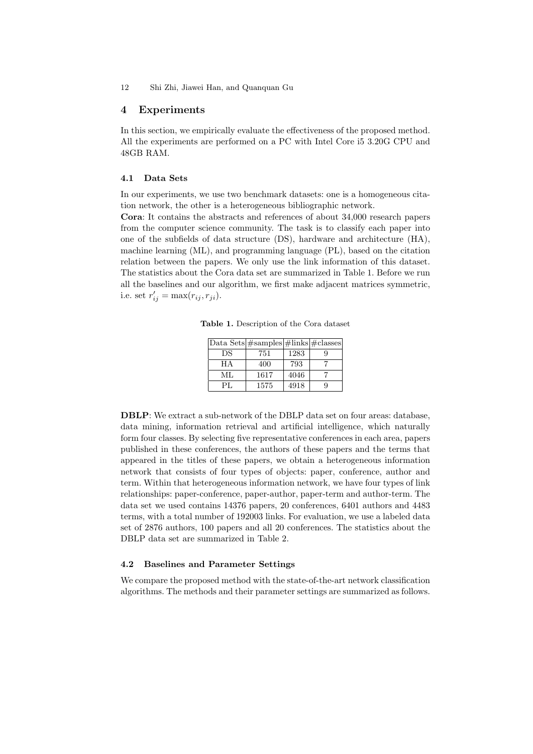## 4 Experiments

In this section, we empirically evaluate the effectiveness of the proposed method. All the experiments are performed on a PC with Intel Core i5 3.20G CPU and 48GB RAM.

### 4.1 Data Sets

In our experiments, we use two benchmark datasets: one is a homogeneous citation network, the other is a heterogeneous bibliographic network.

**Cora**: It contains the abstracts and references of about 34,000 research papers from the computer science community. The task is to classify each paper into one of the subfields of data structure (DS), hardware and architecture (HA), machine learning (ML), and programming language (PL), based on the citation relation between the papers. We only use the link information of this dataset. The statistics about the Cora data set are summarized in Table 1. Before we run all the baselines and our algorithm, we first make adjacent matrices symmetric, i.e. set $r'_{ij} = \max(r_{ij}, r_{ji})$.

**Table 1.** Description of the Cora dataset

| Data Sets | #samples | #links | #classes |
|---|---|---|---|
| DS | 751 | 1283 | 9 |
| HA | 400 | 793 | 7 |
| ML | 1617 | 4046 | 7 |
| PL | 1575 | 4918 | 9 |

**DBLP**: We extract a sub-network of the DBLP data set on four areas: database, data mining, information retrieval and artificial intelligence, which naturally form four classes. By selecting five representative conferences in each area, papers published in these conferences, the authors of these papers and the terms that appeared in the titles of these papers, we obtain a heterogeneous information network that consists of four types of objects: paper, conference, author and term. Within that heterogeneous information network, we have four types of link relationships: paper-conference, paper-author, paper-term and author-term. The data set we used contains 14376 papers, 20 conferences, 6401 authors and 4483 terms, with a total number of 192003 links. For evaluation, we use a labeled data set of 2876 authors, 100 papers and all 20 conferences. The statistics about the DBLP data set are summarized in Table 2.

### 4.2 Baselines and Parameter Settings

We compare the proposed method with the state-of-the-art network classification algorithms. The methods and their parameter settings are summarized as follows.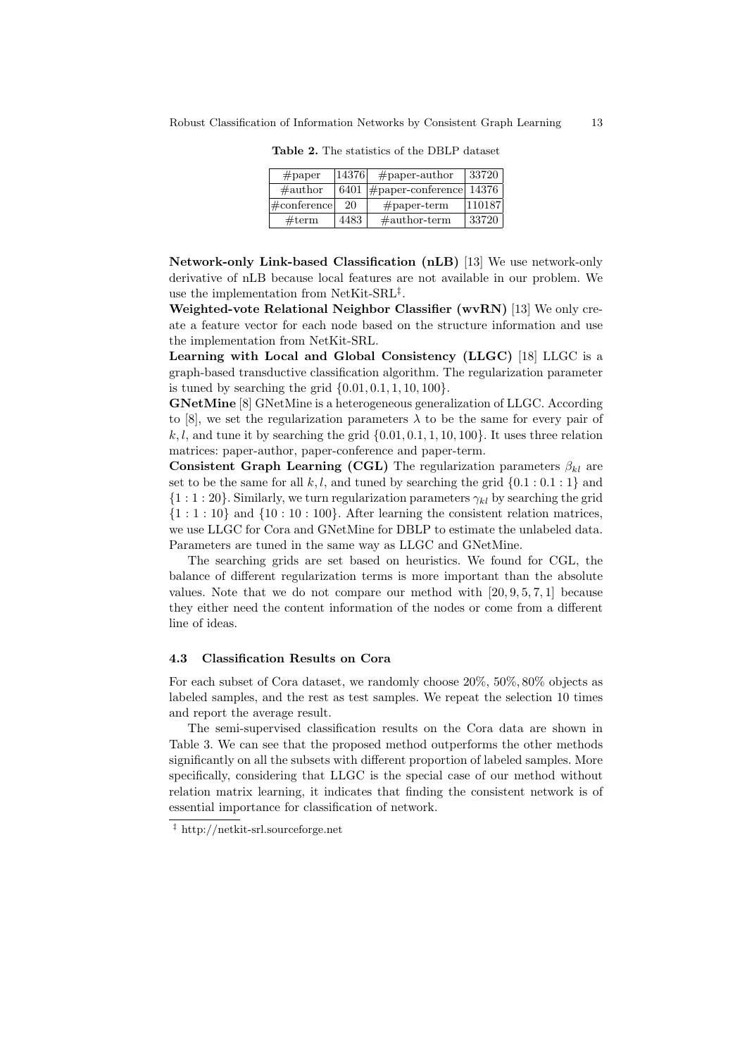**Table 2.** The statistics of the DBLP dataset

| #paper | 14376 | #paper-author | 33720 |
|---|---|---|---|
| #author | 6401 | #paper-conference | 14376 |
| #conference | 20 | #paper-term | 110187 |
| #term | 4483 | #author-term | 33720 |

**Network-only Link-based Classification (nLB)** [13] We use network-only derivative of nLB because local features are not available in our problem. We use the implementation from NetKit-SRL[‡].

**Weighted-vote Relational Neighbor Classifier (wvRN)** [13] We only create a feature vector for each node based on the structure information and use the implementation from NetKit-SRL.

**Learning with Local and Global Consistency (LLGC)** [18] LLGC is a graph-based transductive classification algorithm. The regularization parameter is tuned by searching the grid $\{0.01, 0.1, 1, 10, 100\}$.

**GNetMine** [8] GNetMine is a heterogeneous generalization of LLGC. According to [8], we set the regularization parameters $\lambda$ to be the same for every pair of $k, l$, and tune it by searching the grid $\{0.01, 0.1, 1, 10, 100\}$. It uses three relation matrices: paper-author, paper-conference and paper-term.

**Consistent Graph Learning (CGL)** The regularization parameters $\beta_{kl}$ are set to be the same for all $k, l$, and tuned by searching the grid $\{0.1 : 0.1 : 1\}$ and $\{1 : 1 : 20\}$. Similarly, we turn regularization parameters $\gamma_{kl}$ by searching the grid $\{1 : 1 : 10\}$ and $\{10 : 10 : 100\}$. After learning the consistent relation matrices, we use LLGC for Cora and GNetMine for DBLP to estimate the unlabeled data. Parameters are tuned in the same way as LLGC and GNetMine.

The searching grids are set based on heuristics. We found for CGL, the balance of different regularization terms is more important than the absolute values. Note that we do not compare our method with [20, 9, 5, 7, 1] because they either need the content information of the nodes or come from a different line of ideas.

### 4.3 Classification Results on Cora

For each subset of Cora dataset, we randomly choose 20%, 50%, 80% objects as labeled samples, and the rest as test samples. We repeat the selection 10 times and report the average result.

The semi-supervised classification results on the Cora data are shown in Table 3. We can see that the proposed method outperforms the other methods significantly on all the subsets with different proportion of labeled samples. More specifically, considering that LLGC is the special case of our method without relation matrix learning, it indicates that finding the consistent network is of essential importance for classification of network.

[‡] http://netkit-srl.sourceforge.net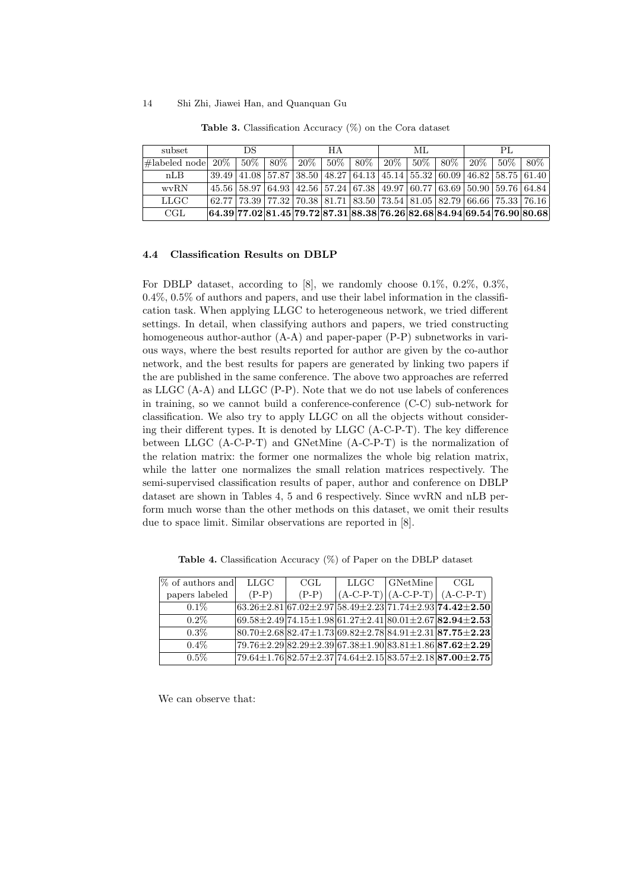**Table 3.** Classification Accuracy (%) on the Cora dataset

| subset | DS | | | HA | | | ML | | | PL | | |
|---|---|---|---|---|---|---|---|---|---|---|---|---|
| #labeled node | 20% | 50% | 80% | 20% | 50% | 80% | 20% | 50% | 80% | 20% | 50% | 80% |
| nLB | 39.49 | 41.08 | 57.87 | 38.50 | 48.27 | 64.13 | 45.14 | 55.32 | 60.09 | 46.82 | 58.75 | 61.40 |
| wvRN | 45.56 | 58.97 | 64.93 | 42.56 | 57.24 | 67.38 | 49.97 | 60.77 | 63.69 | 50.90 | 59.76 | 64.84 |
| LLGC | 62.77 | 73.39 | 77.32 | 70.38 | 81.71 | 83.50 | 73.54 | 81.05 | 82.79 | 66.66 | 75.33 | 76.16 |
| CGL | **64.39** | **77.02** | **81.45** | **79.72** | **87.31** | **88.38** | **76.26** | **82.68** | **84.94** | **69.54** | **76.90** | **80.68** |

### 4.4 Classification Results on DBLP

For DBLP dataset, according to [8], we randomly choose 0.1%, 0.2%, 0.3%, 0.4%, 0.5% of authors and papers, and use their label information in the classification task. When applying LLGC to heterogeneous network, we tried different settings. In detail, when classifying authors and papers, we tried constructing homogeneous author-author (A-A) and paper-paper (P-P) subnetworks in various ways, where the best results reported for author are given by the co-author network, and the best results for papers are generated by linking two papers if the are published in the same conference. The above two approaches are referred as LLGC (A-A) and LLGC (P-P). Note that we do not use labels of conferences in training, so we cannot build a conference-conference (C-C) sub-network for classification. We also try to apply LLGC on all the objects without considering their different types. It is denoted by LLGC (A-C-P-T). The key difference between LLGC (A-C-P-T) and GNetMine (A-C-P-T) is the normalization of the relation matrix: the former one normalizes the whole big relation matrix, while the latter one normalizes the small relation matrices respectively. The semi-supervised classification results of paper, author and conference on DBLP dataset are shown in Tables 4, 5 and 6 respectively. Since wvRN and nLB perform much worse than the other methods on this dataset, we omit their results due to space limit. Similar observations are reported in [8].

**Table 4.** Classification Accuracy (%) of Paper on the DBLP dataset

| % of authors and papers labeled | LLGC (P-P) | CGL (P-P) | LLGC (A-C-P-T) | GNetMine (A-C-P-T) | CGL (A-C-P-T) |
|---|---|---|---|---|---|
| 0.1% | 63.26±2.81 | 67.02±2.97 | 58.49±2.23 | 71.74±2.93 | **74.42±2.50** |
| 0.2% | 69.58±2.49 | 74.15±1.98 | 61.27±2.41 | 80.01±2.67 | **82.94±2.53** |
| 0.3% | 80.70±2.68 | 82.47±1.73 | 69.82±2.78 | 84.91±2.31 | **87.75±2.23** |
| 0.4% | 79.76±2.29 | 82.29±2.39 | 67.38±1.90 | 83.81±1.86 | **87.62±2.29** |
| 0.5% | 79.64±1.76 | 82.57±2.37 | 74.64±2.15 | 83.57±2.18 | **87.00±2.75** |

We can observe that: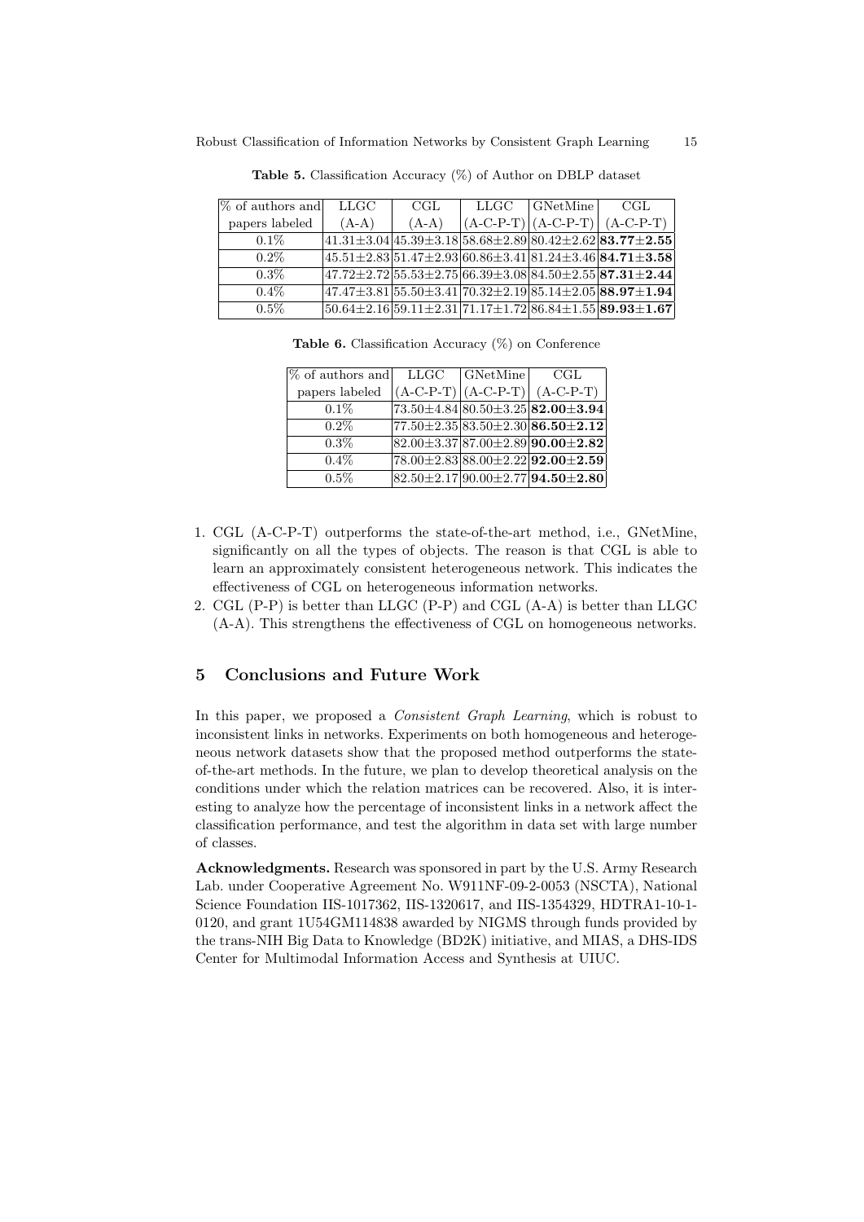**Table 5.** Classification Accuracy (%) of Author on DBLP dataset

| % of authors and papers labeled | LLGC (A-A) | CGL (A-A) | LLGC (A-C-P-T) | GNetMine (A-C-P-T) | CGL (A-C-P-T) |
|---|---|---|---|---|---|
| 0.1% | 41.31±3.04 | 45.39±3.18 | 58.68±2.89 | 80.42±2.62 | **83.77±2.55** |
| 0.2% | 45.51±2.83 | 51.47±2.93 | 60.86±3.41 | 81.24±3.46 | **84.71±3.58** |
| 0.3% | 47.72±2.72 | 55.53±2.75 | 66.39±3.08 | 84.50±2.55 | **87.31±2.44** |
| 0.4% | 47.47±3.81 | 55.50±3.41 | 70.32±2.19 | 85.14±2.05 | **88.97±1.94** |
| 0.5% | 50.64±2.16 | 59.11±2.31 | 71.17±1.72 | 86.84±1.55 | **89.93±1.67** |

**Table 6.** Classification Accuracy (%) on Conference

| % of authors and papers labeled | LLGC (A-C-P-T) | GNetMine (A-C-P-T) | CGL (A-C-P-T) |
|---|---|---|---|
| 0.1% | 73.50±4.84 | 80.50±3.25 | **82.00±3.94** |
| 0.2% | 77.50±2.35 | 83.50±2.30 | **86.50±2.12** |
| 0.3% | 82.00±3.37 | 87.00±2.89 | **90.00±2.82** |
| 0.4% | 78.00±2.83 | 88.00±2.22 | **92.00±2.59** |
| 0.5% | 82.50±2.17 | 90.00±2.77 | **94.50±2.80** |

1. CGL (A-C-P-T) outperforms the state-of-the-art method, i.e., GNetMine, significantly on all the types of objects. The reason is that CGL is able to learn an approximately consistent heterogeneous network. This indicates the effectiveness of CGL on heterogeneous information networks.
2. CGL (P-P) is better than LLGC (P-P) and CGL (A-A) is better than LLGC (A-A). This strengthens the effectiveness of CGL on homogeneous networks.

## 5 Conclusions and Future Work

In this paper, we proposed a *Consistent Graph Learning*, which is robust to inconsistent links in networks. Experiments on both homogeneous and heterogeneous network datasets show that the proposed method outperforms the state-of-the-art methods. In the future, we plan to develop theoretical analysis on the conditions under which the relation matrices can be recovered. Also, it is interesting to analyze how the percentage of inconsistent links in a network affect the classification performance, and test the algorithm in data set with large number of classes.

**Acknowledgments.** Research was sponsored in part by the U.S. Army Research Lab. under Cooperative Agreement No. W911NF-09-2-0053 (NSCTA), National Science Foundation IIS-1017362, IIS-1320617, and IIS-1354329, HDTRA1-10-1-0120, and grant 1U54GM114838 awarded by NIGMS through funds provided by the trans-NIH Big Data to Knowledge (BD2K) initiative, and MIAS, a DHS-IDS Center for Multimodal Information Access and Synthesis at UIUC.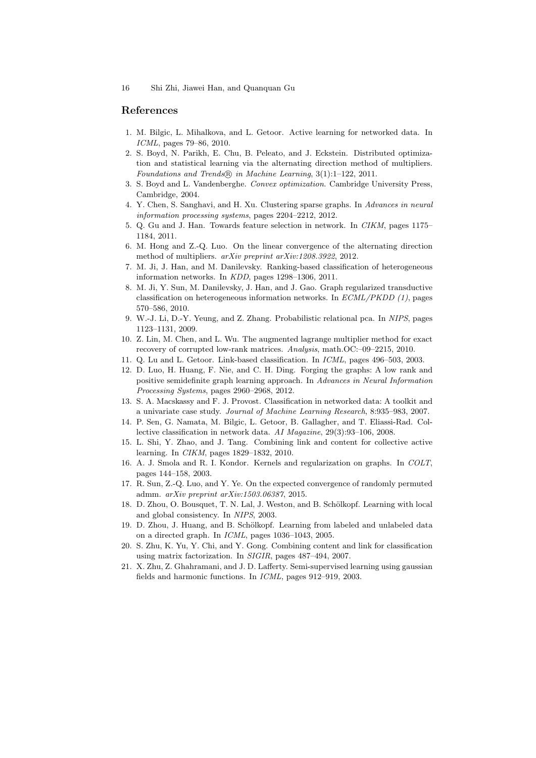## References

1. M. Bilgic, L. Mihalkova, and L. Getoor. Active learning for networked data. In *ICML*, pages 79–86, 2010.
2. S. Boyd, N. Parikh, E. Chu, B. Peleato, and J. Eckstein. Distributed optimization and statistical learning via the alternating direction method of multipliers. *Foundations and Trends® in Machine Learning*, 3(1):1–122, 2011.
3. S. Boyd and L. Vandenberghe. *Convex optimization*. Cambridge University Press, Cambridge, 2004.
4. Y. Chen, S. Sanghavi, and H. Xu. Clustering sparse graphs. In *Advances in neural information processing systems*, pages 2204–2212, 2012.
5. Q. Gu and J. Han. Towards feature selection in network. In *CIKM*, pages 1175–1184, 2011.
6. M. Hong and Z.-Q. Luo. On the linear convergence of the alternating direction method of multipliers. *arXiv preprint arXiv:1208.3922*, 2012.
7. M. Ji, J. Han, and M. Danilevsky. Ranking-based classification of heterogeneous information networks. In *KDD*, pages 1298–1306, 2011.
8. M. Ji, Y. Sun, M. Danilevsky, J. Han, and J. Gao. Graph regularized transductive classification on heterogeneous information networks. In *ECML/PKDD (1)*, pages 570–586, 2010.
9. W.-J. Li, D.-Y. Yeung, and Z. Zhang. Probabilistic relational pca. In *NIPS*, pages 1123–1131, 2009.
10. Z. Lin, M. Chen, and L. Wu. The augmented lagrange multiplier method for exact recovery of corrupted low-rank matrices. *Analysis*, math.OC:–09–2215, 2010.
11. Q. Lu and L. Getoor. Link-based classification. In *ICML*, pages 496–503, 2003.
12. D. Luo, H. Huang, F. Nie, and C. H. Ding. Forging the graphs: A low rank and positive semidefinite graph learning approach. In *Advances in Neural Information Processing Systems*, pages 2960–2968, 2012.
13. S. A. Macskassy and F. J. Provost. Classification in networked data: A toolkit and a univariate case study. *Journal of Machine Learning Research*, 8:935–983, 2007.
14. P. Sen, G. Namata, M. Bilgic, L. Getoor, B. Gallagher, and T. Eliassi-Rad. Collective classification in network data. *AI Magazine*, 29(3):93–106, 2008.
15. L. Shi, Y. Zhao, and J. Tang. Combining link and content for collective active learning. In *CIKM*, pages 1829–1832, 2010.
16. A. J. Smola and R. I. Kondor. Kernels and regularization on graphs. In *COLT*, pages 144–158, 2003.
17. R. Sun, Z.-Q. Luo, and Y. Ye. On the expected convergence of randomly permuted admm. *arXiv preprint arXiv:1503.06387*, 2015.
18. D. Zhou, O. Bousquet, T. N. Lal, J. Weston, and B. Schölkopf. Learning with local and global consistency. In *NIPS*, 2003.
19. D. Zhou, J. Huang, and B. Schölkopf. Learning from labeled and unlabeled data on a directed graph. In *ICML*, pages 1036–1043, 2005.
20. S. Zhu, K. Yu, Y. Chi, and Y. Gong. Combining content and link for classification using matrix factorization. In *SIGIR*, pages 487–494, 2007.
21. X. Zhu, Z. Ghahramani, and J. D. Lafferty. Semi-supervised learning using gaussian fields and harmonic functions. In *ICML*, pages 912–919, 2003.